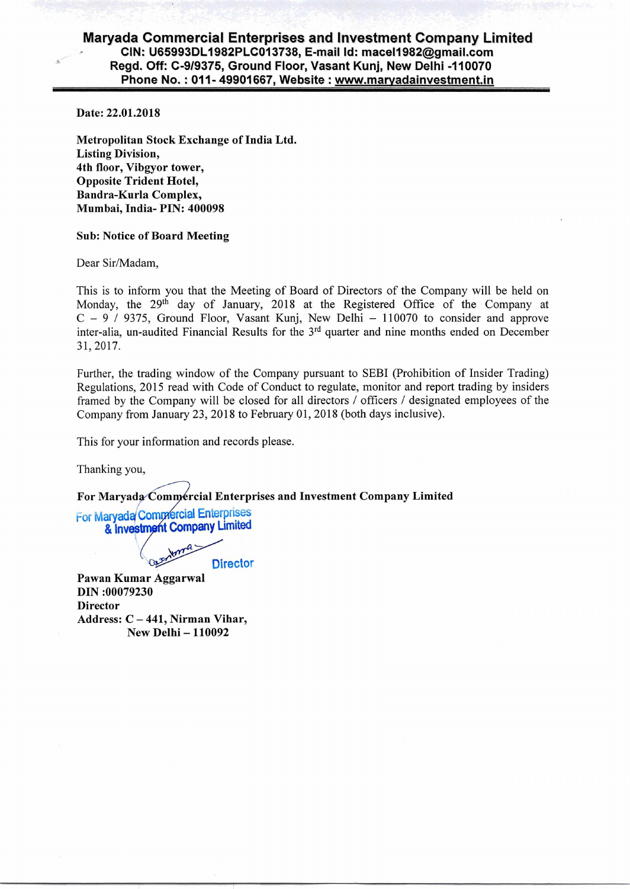# Maryada Commercial Enterprises and Investment Company Limited

**CIN: U65993DL1982PLC013738, E-mail Id: macel1982@gmail.com**
**Regd. Off: C-9/9375, Ground Floor, Vasant Kunj, New Delhi -110070**
**Phone No. : 011- 49901667, Website : www.maryadainvestment.in**

**Date: 22.01.2018**

**Metropolitan Stock Exchange of India Ltd.**
**Listing Division,**
**4th floor, Vibgyor tower,**
**Opposite Trident Hotel,**
**Bandra-Kurla Complex,**
**Mumbai, India- PIN: 400098**

**Sub: Notice of Board Meeting**

Dear Sir/Madam,

This is to inform you that the Meeting of Board of Directors of the Company will be held on Monday, the 29th day of January, 2018 at the Registered Office of the Company at C – 9 / 9375, Ground Floor, Vasant Kunj, New Delhi – 110070 to consider and approve inter-alia, un-audited Financial Results for the 3rd quarter and nine months ended on December 31, 2017.

Further, the trading window of the Company pursuant to SEBI (Prohibition of Insider Trading) Regulations, 2015 read with Code of Conduct to regulate, monitor and report trading by insiders framed by the Company will be closed for all directors / officers / designated employees of the Company from January 23, 2018 to February 01, 2018 (both days inclusive).

This for your information and records please.

Thanking you,

**For Maryada Commercial Enterprises and Investment Company Limited**

For Maryada Commercial Enterprises & Investment Company Limited

Director

**Pawan Kumar Aggarwal**
**DIN :00079230**
**Director**
**Address: C – 441, Nirman Vihar,**
**New Delhi – 110092**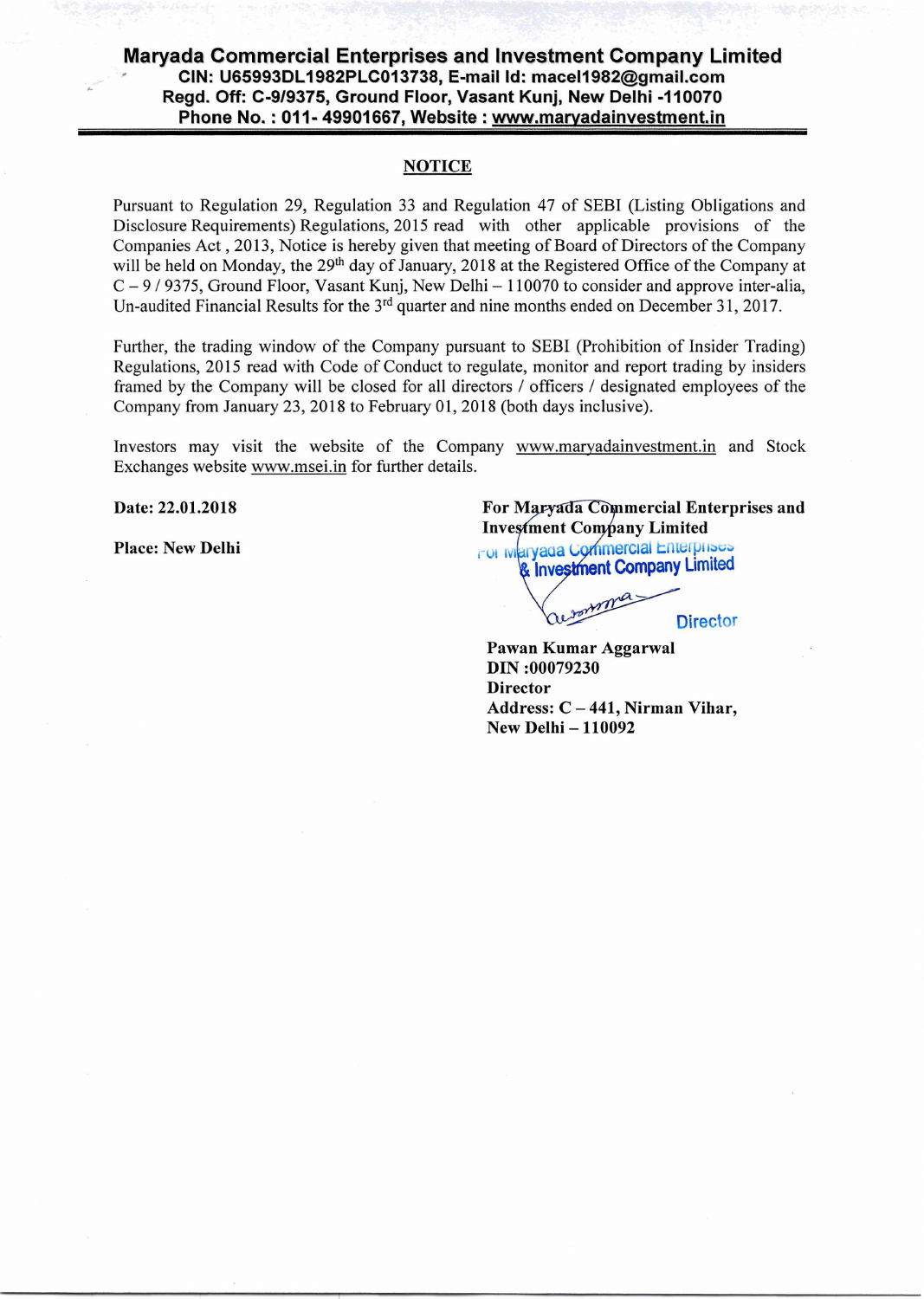**Maryada Commercial Enterprises and Investment Company Limited**
**CIN: U65993DL1982PLC013738, E-mail Id: macel1982@gmail.com**
**Regd. Off: C-9/9375, Ground Floor, Vasant Kunj, New Delhi -110070**
**Phone No. : 011- 49901667, Website : www.maryadainvestment.in**

## NOTICE

Pursuant to Regulation 29, Regulation 33 and Regulation 47 of SEBI (Listing Obligations and Disclosure Requirements) Regulations, 2015 read with other applicable provisions of the Companies Act , 2013, Notice is hereby given that meeting of Board of Directors of the Company will be held on Monday, the 29th day of January, 2018 at the Registered Office of the Company at C – 9 / 9375, Ground Floor, Vasant Kunj, New Delhi – 110070 to consider and approve inter-alia, Un-audited Financial Results for the 3rd quarter and nine months ended on December 31, 2017.

Further, the trading window of the Company pursuant to SEBI (Prohibition of Insider Trading) Regulations, 2015 read with Code of Conduct to regulate, monitor and report trading by insiders framed by the Company will be closed for all directors / officers / designated employees of the Company from January 23, 2018 to February 01, 2018 (both days inclusive).

Investors may visit the website of the Company www.maryadainvestment.in and Stock Exchanges website www.msei.in for further details.

**Date: 22.01.2018**

**Place: New Delhi**

**For Maryada Commercial Enterprises and Investment Company Limited**

For Maryada Commercial Enterprises & Investment Company Limited

Director

**Pawan Kumar Aggarwal**
**DIN :00079230**
**Director**
**Address: C – 441, Nirman Vihar,**
**New Delhi – 110092**